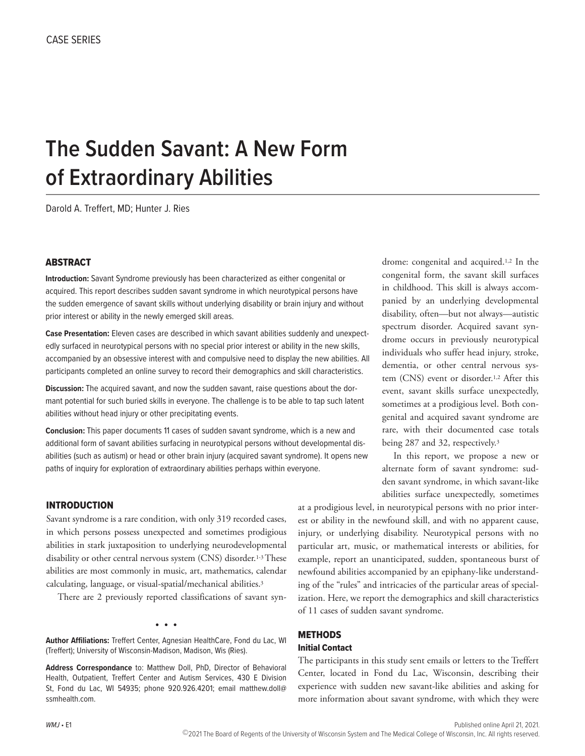CASE SERIES

# The Sudden Savant: A New Form of Extraordinary Abilities

Darold A. Treffert, MD; Hunter J. Ries

## ABSTRACT

**Introduction:** Savant Syndrome previously has been characterized as either congenital or acquired. This report describes sudden savant syndrome in which neurotypical persons have the sudden emergence of savant skills without underlying disability or brain injury and without prior interest or ability in the newly emerged skill areas.

**Case Presentation:** Eleven cases are described in which savant abilities suddenly and unexpectedly surfaced in neurotypical persons with no special prior interest or ability in the new skills, accompanied by an obsessive interest with and compulsive need to display the new abilities. All participants completed an online survey to record their demographics and skill characteristics.

**Discussion:** The acquired savant, and now the sudden savant, raise questions about the dormant potential for such buried skills in everyone. The challenge is to be able to tap such latent abilities without head injury or other precipitating events.

**Conclusion:** This paper documents 11 cases of sudden savant syndrome, which is a new and additional form of savant abilities surfacing in neurotypical persons without developmental disabilities (such as autism) or head or other brain injury (acquired savant syndrome). It opens new paths of inquiry for exploration of extraordinary abilities perhaps within everyone.

## INTRODUCTION

Savant syndrome is a rare condition, with only 319 recorded cases, in which persons possess unexpected and sometimes prodigious abilities in stark juxtaposition to underlying neurodevelopmental disability or other central nervous system (CNS) disorder.[1-3] These abilities are most commonly in music, art, mathematics, calendar calculating, language, or visual-spatial/mechanical abilities.[3]

There are 2 previously reported classifications of savant syndrome: congenital and acquired.[1,2] In the congenital form, the savant skill surfaces in childhood. This skill is always accompanied by an underlying developmental disability, often—but not always—autistic spectrum disorder. Acquired savant syndrome occurs in previously neurotypical individuals who suffer head injury, stroke, dementia, or other central nervous system (CNS) event or disorder.[1,2] After this event, savant skills surface unexpectedly, sometimes at a prodigious level. Both congenital and acquired savant syndrome are rare, with their documented case totals being 287 and 32, respectively.[3]

In this report, we propose a new or alternate form of savant syndrome: sudden savant syndrome, in which savant-like abilities surface unexpectedly, sometimes at a prodigious level, in neurotypical persons with no prior interest or ability in the newfound skill, and with no apparent cause, injury, or underlying disability. Neurotypical persons with no particular art, music, or mathematical interests or abilities, for example, report an unanticipated, sudden, spontaneous burst of newfound abilities accompanied by an epiphany-like understanding of the "rules" and intricacies of the particular areas of specialization. Here, we report the demographics and skill characteristics of 11 cases of sudden savant syndrome.

## METHODS

### Initial Contact

The participants in this study sent emails or letters to the Treffert Center, located in Fond du Lac, Wisconsin, describing their experience with sudden new savant-like abilities and asking for more information about savant syndrome, with which they were

• • •

**Author Affiliations:** Treffert Center, Agnesian HealthCare, Fond du Lac, WI (Treffert); University of Wisconsin-Madison, Madison, Wis (Ries).

**Address Correspondance** to: Matthew Doll, PhD, Director of Behavioral Health, Outpatient, Treffert Center and Autism Services, 430 E Division St, Fond du Lac, WI 54935; phone 920.926.4201; email matthew.doll@ssmhealth.com.

Published online April 21, 2021.

©2021 The Board of Regents of the University of Wisconsin System and The Medical College of Wisconsin, Inc. All rights reserved.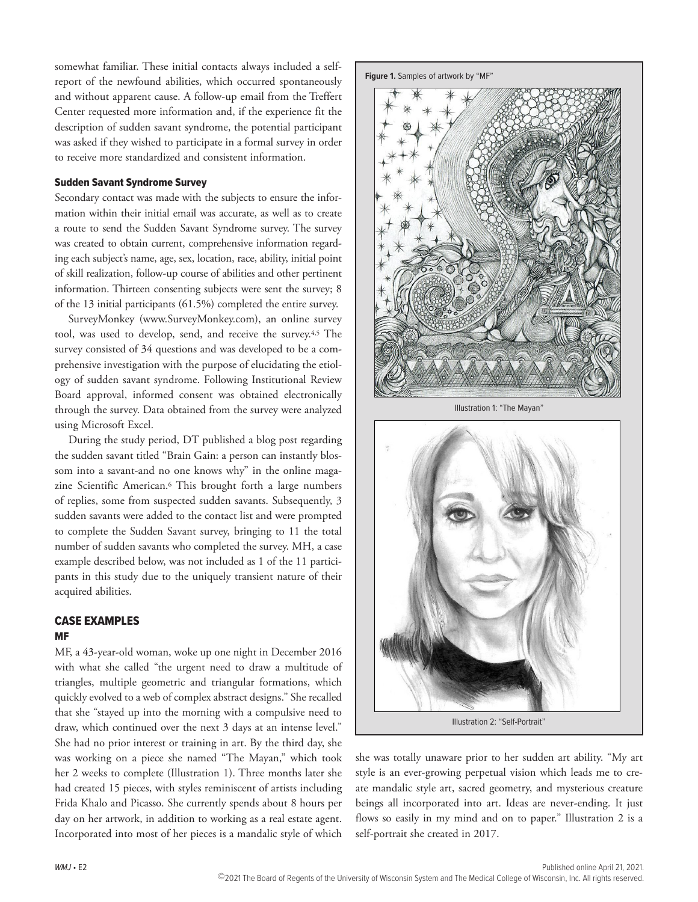somewhat familiar. These initial contacts always included a self-report of the newfound abilities, which occurred spontaneously and without apparent cause. A follow-up email from the Treffert Center requested more information and, if the experience fit the description of sudden savant syndrome, the potential participant was asked if they wished to participate in a formal survey in order to receive more standardized and consistent information.

### Sudden Savant Syndrome Survey

Secondary contact was made with the subjects to ensure the information within their initial email was accurate, as well as to create a route to send the Sudden Savant Syndrome survey. The survey was created to obtain current, comprehensive information regarding each subject's name, age, sex, location, race, ability, initial point of skill realization, follow-up course of abilities and other pertinent information. Thirteen consenting subjects were sent the survey; 8 of the 13 initial participants (61.5%) completed the entire survey.

SurveyMonkey (www.SurveyMonkey.com), an online survey tool, was used to develop, send, and receive the survey.[4,5] The survey consisted of 34 questions and was developed to be a comprehensive investigation with the purpose of elucidating the etiology of sudden savant syndrome. Following Institutional Review Board approval, informed consent was obtained electronically through the survey. Data obtained from the survey were analyzed using Microsoft Excel.

During the study period, DT published a blog post regarding the sudden savant titled "Brain Gain: a person can instantly blossom into a savant-and no one knows why" in the online magazine Scientific American.[6] This brought forth a large numbers of replies, some from suspected sudden savants. Subsequently, 3 sudden savants were added to the contact list and were prompted to complete the Sudden Savant survey, bringing to 11 the total number of sudden savants who completed the survey. MH, a case example described below, was not included as 1 of the 11 participants in this study due to the uniquely transient nature of their acquired abilities.

## CASE EXAMPLES

### MF

MF, a 43-year-old woman, woke up one night in December 2016 with what she called "the urgent need to draw a multitude of triangles, multiple geometric and triangular formations, which quickly evolved to a web of complex abstract designs." She recalled that she "stayed up into the morning with a compulsive need to draw, which continued over the next 3 days at an intense level." She had no prior interest or training in art. By the third day, she was working on a piece she named "The Mayan," which took her 2 weeks to complete (Illustration 1). Three months later she had created 15 pieces, with styles reminiscent of artists including Frida Khalo and Picasso. She currently spends about 8 hours per day on her artwork, in addition to working as a real estate agent. Incorporated into most of her pieces is a mandalic style of which she was totally unaware prior to her sudden art ability. "My art style is an ever-growing perpetual vision which leads me to create mandalic style art, sacred geometry, and mysterious creature beings all incorporated into art. Ideas are never-ending. It just flows so easily in my mind and on to paper." Illustration 2 is a self-portrait she created in 2017.

**Figure 1.** Samples of artwork by "MF"

Illustration 1: "The Mayan"

Illustration 2: "Self-Portrait"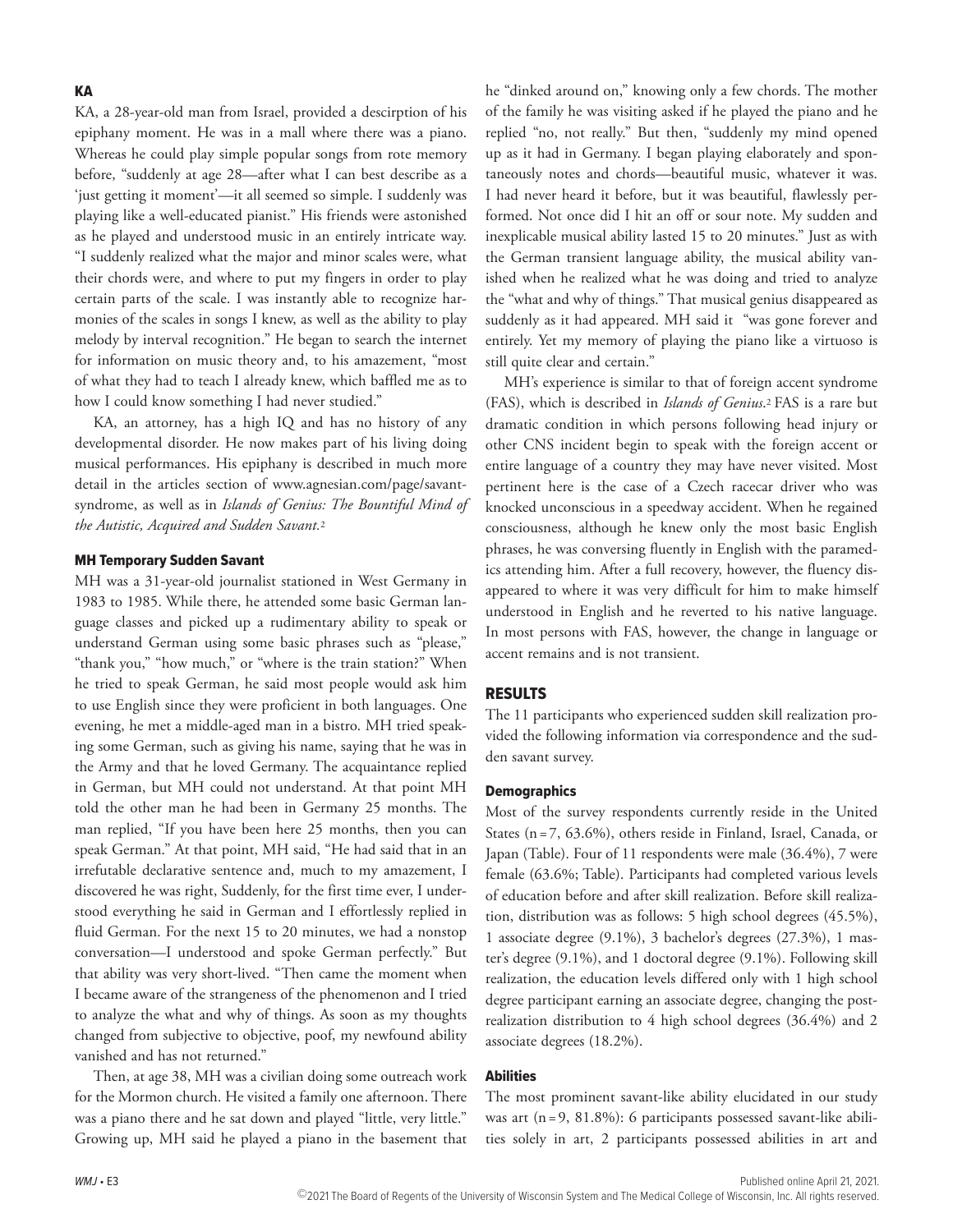### KA

KA, a 28-year-old man from Israel, provided a descirption of his epiphany moment. He was in a mall where there was a piano. Whereas he could play simple popular songs from rote memory before, "suddenly at age 28—after what I can best describe as a 'just getting it moment'—it all seemed so simple. I suddenly was playing like a well-educated pianist." His friends were astonished as he played and understood music in an entirely intricate way. "I suddenly realized what the major and minor scales were, what their chords were, and where to put my fingers in order to play certain parts of the scale. I was instantly able to recognize harmonies of the scales in songs I knew, as well as the ability to play melody by interval recognition." He began to search the internet for information on music theory and, to his amazement, "most of what they had to teach I already knew, which baffled me as to how I could know something I had never studied."

KA, an attorney, has a high IQ and has no history of any developmental disorder. He now makes part of his living doing musical performances. His epiphany is described in much more detail in the articles section of www.agnesian.com/page/savant-syndrome, as well as in *Islands of Genius: The Bountiful Mind of the Autistic, Acquired and Sudden Savant.*[2]

### MH Temporary Sudden Savant

MH was a 31-year-old journalist stationed in West Germany in 1983 to 1985. While there, he attended some basic German language classes and picked up a rudimentary ability to speak or understand German using some basic phrases such as "please," "thank you," "how much," or "where is the train station?" When he tried to speak German, he said most people would ask him to use English since they were proficient in both languages. One evening, he met a middle-aged man in a bistro. MH tried speaking some German, such as giving his name, saying that he was in the Army and that he loved Germany. The acquaintance replied in German, but MH could not understand. At that point MH told the other man he had been in Germany 25 months. The man replied, "If you have been here 25 months, then you can speak German." At that point, MH said, "He had said that in an irrefutable declarative sentence and, much to my amazement, I discovered he was right, Suddenly, for the first time ever, I understood everything he said in German and I effortlessly replied in fluid German. For the next 15 to 20 minutes, we had a nonstop conversation—I understood and spoke German perfectly." But that ability was very short-lived. "Then came the moment when I became aware of the strangeness of the phenomenon and I tried to analyze the what and why of things. As soon as my thoughts changed from subjective to objective, poof, my newfound ability vanished and has not returned."

Then, at age 38, MH was a civilian doing some outreach work for the Mormon church. He visited a family one afternoon. There was a piano there and he sat down and played "little, very little." Growing up, MH said he played a piano in the basement that he "dinked around on," knowing only a few chords. The mother of the family he was visiting asked if he played the piano and he replied "no, not really." But then, "suddenly my mind opened up as it had in Germany. I began playing elaborately and spontaneously notes and chords—beautiful music, whatever it was. I had never heard it before, but it was beautiful, flawlessly performed. Not once did I hit an off or sour note. My sudden and inexplicable musical ability lasted 15 to 20 minutes." Just as with the German transient language ability, the musical ability vanished when he realized what he was doing and tried to analyze the "what and why of things." That musical genius disappeared as suddenly as it had appeared. MH said it "was gone forever and entirely. Yet my memory of playing the piano like a virtuoso is still quite clear and certain."

MH's experience is similar to that of foreign accent syndrome (FAS), which is described in *Islands of Genius.*[2] FAS is a rare but dramatic condition in which persons following head injury or other CNS incident begin to speak with the foreign accent or entire language of a country they may have never visited. Most pertinent here is the case of a Czech racecar driver who was knocked unconscious in a speedway accident. When he regained consciousness, although he knew only the most basic English phrases, he was conversing fluently in English with the paramedics attending him. After a full recovery, however, the fluency disappeared to where it was very difficult for him to make himself understood in English and he reverted to his native language. In most persons with FAS, however, the change in language or accent remains and is not transient.

## RESULTS

The 11 participants who experienced sudden skill realization provided the following information via correspondence and the sudden savant survey.

### Demographics

Most of the survey respondents currently reside in the United States (n = 7, 63.6%), others reside in Finland, Israel, Canada, or Japan (Table). Four of 11 respondents were male (36.4%), 7 were female (63.6%; Table). Participants had completed various levels of education before and after skill realization. Before skill realization, distribution was as follows: 5 high school degrees (45.5%), 1 associate degree (9.1%), 3 bachelor's degrees (27.3%), 1 master's degree (9.1%), and 1 doctoral degree (9.1%). Following skill realization, the education levels differed only with 1 high school degree participant earning an associate degree, changing the post-realization distribution to 4 high school degrees (36.4%) and 2 associate degrees (18.2%).

### Abilities

The most prominent savant-like ability elucidated in our study was art (n = 9, 81.8%): 6 participants possessed savant-like abilities solely in art, 2 participants possessed abilities in art and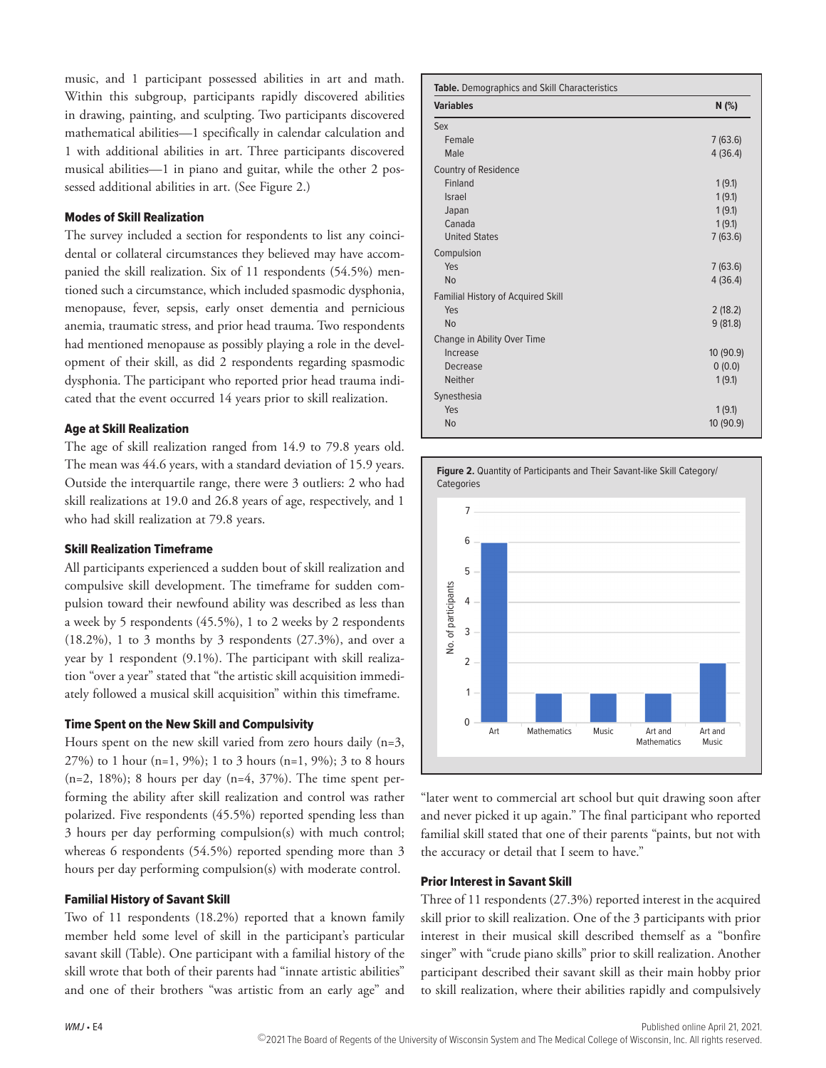music, and 1 participant possessed abilities in art and math. Within this subgroup, participants rapidly discovered abilities in drawing, painting, and sculpting. Two participants discovered mathematical abilities—1 specifically in calendar calculation and 1 with additional abilities in art. Three participants discovered musical abilities—1 in piano and guitar, while the other 2 possessed additional abilities in art. (See Figure 2.)

### Modes of Skill Realization

The survey included a section for respondents to list any coincidental or collateral circumstances they believed may have accompanied the skill realization. Six of 11 respondents (54.5%) mentioned such a circumstance, which included spasmodic dysphonia, menopause, fever, sepsis, early onset dementia and pernicious anemia, traumatic stress, and prior head trauma. Two respondents had mentioned menopause as possibly playing a role in the development of their skill, as did 2 respondents regarding spasmodic dysphonia. The participant who reported prior head trauma indicated that the event occurred 14 years prior to skill realization.

### Age at Skill Realization

The age of skill realization ranged from 14.9 to 79.8 years old. The mean was 44.6 years, with a standard deviation of 15.9 years. Outside the interquartile range, there were 3 outliers: 2 who had skill realizations at 19.0 and 26.8 years of age, respectively, and 1 who had skill realization at 79.8 years.

### Skill Realization Timeframe

All participants experienced a sudden bout of skill realization and compulsive skill development. The timeframe for sudden compulsion toward their newfound ability was described as less than a week by 5 respondents (45.5%), 1 to 2 weeks by 2 respondents (18.2%), 1 to 3 months by 3 respondents (27.3%), and over a year by 1 respondent (9.1%). The participant with skill realization "over a year" stated that "the artistic skill acquisition immediately followed a musical skill acquisition" within this timeframe.

### Time Spent on the New Skill and Compulsivity

Hours spent on the new skill varied from zero hours daily (n=3, 27%) to 1 hour (n=1, 9%); 1 to 3 hours (n=1, 9%); 3 to 8 hours (n=2, 18%); 8 hours per day (n=4, 37%). The time spent performing the ability after skill realization and control was rather polarized. Five respondents (45.5%) reported spending less than 3 hours per day performing compulsion(s) with much control; whereas 6 respondents (54.5%) reported spending more than 3 hours per day performing compulsion(s) with moderate control.

### Familial History of Savant Skill

Two of 11 respondents (18.2%) reported that a known family member held some level of skill in the participant's particular savant skill (Table). One participant with a familial history of the skill wrote that both of their parents had "innate artistic abilities" and one of their brothers "was artistic from an early age" and "later went to commercial art school but quit drawing soon after and never picked it up again." The final participant who reported familial skill stated that one of their parents "paints, but not with the accuracy or detail that I seem to have."

**Table.** Demographics and Skill Characteristics

| Variables | N (%) |
|---|---|
| Sex | |
| Female | 7 (63.6) |
| Male | 4 (36.4) |
| Country of Residence | |
| Finland | 1 (9.1) |
| Israel | 1 (9.1) |
| Japan | 1 (9.1) |
| Canada | 1 (9.1) |
| United States | 7 (63.6) |
| Compulsion | |
| Yes | 7 (63.6) |
| No | 4 (36.4) |
| Familial History of Acquired Skill | |
| Yes | 2 (18.2) |
| No | 9 (81.8) |
| Change in Ability Over Time | |
| Increase | 10 (90.9) |
| Decrease | 0 (0.0) |
| Neither | 1 (9.1) |
| Synesthesia | |
| Yes | 1 (9.1) |
| No | 10 (90.9) |

**Figure 2.** Quantity of Participants and Their Savant-like Skill Category/Categories

| Category | No. of participants |
|---|---|
| Art | 6 |
| Mathematics | 1 |
| Music | 1 |
| Art and Mathematics | 1 |
| Art and Music | 2 |

### Prior Interest in Savant Skill

Three of 11 respondents (27.3%) reported interest in the acquired skill prior to skill realization. One of the 3 participants with prior interest in their musical skill described themself as a "bonfire singer" with "crude piano skills" prior to skill realization. Another participant described their savant skill as their main hobby prior to skill realization, where their abilities rapidly and compulsively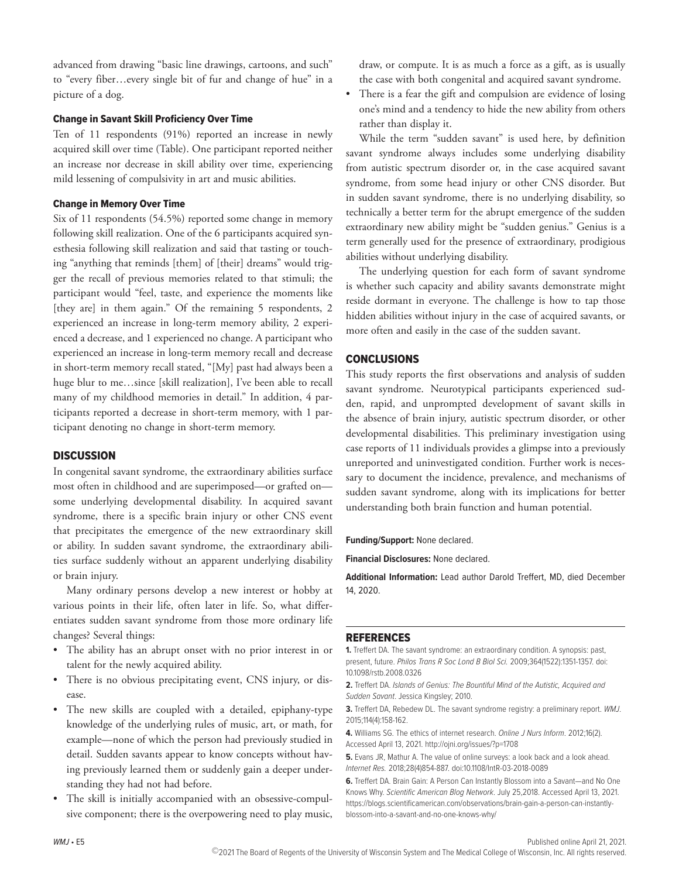advanced from drawing "basic line drawings, cartoons, and such" to "every fiber…every single bit of fur and change of hue" in a picture of a dog.

### Change in Savant Skill Proficiency Over Time

Ten of 11 respondents (91%) reported an increase in newly acquired skill over time (Table). One participant reported neither an increase nor decrease in skill ability over time, experiencing mild lessening of compulsivity in art and music abilities.

### Change in Memory Over Time

Six of 11 respondents (54.5%) reported some change in memory following skill realization. One of the 6 participants acquired synesthesia following skill realization and said that tasting or touching "anything that reminds [them] of [their] dreams" would trigger the recall of previous memories related to that stimuli; the participant would "feel, taste, and experience the moments like [they are] in them again." Of the remaining 5 respondents, 2 experienced an increase in long-term memory ability, 2 experienced a decrease, and 1 experienced no change. A participant who experienced an increase in long-term memory recall and decrease in short-term memory recall stated, "[My] past had always been a huge blur to me…since [skill realization], I've been able to recall many of my childhood memories in detail." In addition, 4 participants reported a decrease in short-term memory, with 1 participant denoting no change in short-term memory.

## DISCUSSION

In congenital savant syndrome, the extraordinary abilities surface most often in childhood and are superimposed—or grafted on—some underlying developmental disability. In acquired savant syndrome, there is a specific brain injury or other CNS event that precipitates the emergence of the new extraordinary skill or ability. In sudden savant syndrome, the extraordinary abilities surface suddenly without an apparent underlying disability or brain injury.

Many ordinary persons develop a new interest or hobby at various points in their life, often later in life. So, what differentiates sudden savant syndrome from those more ordinary life changes? Several things:

- The ability has an abrupt onset with no prior interest in or talent for the newly acquired ability.
- There is no obvious precipitating event, CNS injury, or disease.
- The new skills are coupled with a detailed, epiphany-type knowledge of the underlying rules of music, art, or math, for example—none of which the person had previously studied in detail. Sudden savants appear to know concepts without having previously learned them or suddenly gain a deeper understanding they had not had before.
- The skill is initially accompanied with an obsessive-compulsive component; there is the overpowering need to play music, draw, or compute. It is as much a force as a gift, as is usually the case with both congenital and acquired savant syndrome.
- There is a fear the gift and compulsion are evidence of losing one's mind and a tendency to hide the new ability from others rather than display it.

While the term "sudden savant" is used here, by definition savant syndrome always includes some underlying disability from autistic spectrum disorder or, in the case acquired savant syndrome, from some head injury or other CNS disorder. But in sudden savant syndrome, there is no underlying disability, so technically a better term for the abrupt emergence of the sudden extraordinary new ability might be "sudden genius." Genius is a term generally used for the presence of extraordinary, prodigious abilities without underlying disability.

The underlying question for each form of savant syndrome is whether such capacity and ability savants demonstrate might reside dormant in everyone. The challenge is how to tap those hidden abilities without injury in the case of acquired savants, or more often and easily in the case of the sudden savant.

## CONCLUSIONS

This study reports the first observations and analysis of sudden savant syndrome. Neurotypical participants experienced sudden, rapid, and unprompted development of savant skills in the absence of brain injury, autistic spectrum disorder, or other developmental disabilities. This preliminary investigation using case reports of 11 individuals provides a glimpse into a previously unreported and uninvestigated condition. Further work is necessary to document the incidence, prevalence, and mechanisms of sudden savant syndrome, along with its implications for better understanding both brain function and human potential.

**Funding/Support:** None declared.

**Financial Disclosures:** None declared.

**Additional Information:** Lead author Darold Treffert, MD, died December 14, 2020.

## REFERENCES

**1.** Treffert DA. The savant syndrome: an extraordinary condition. A synopsis: past, present, future. *Philos Trans R Soc Lond B Biol Sci.* 2009;364(1522):1351-1357. doi: 10.1098/rstb.2008.0326

**2.** Treffert DA. *Islands of Genius: The Bountiful Mind of the Autistic, Acquired and Sudden Savant*. Jessica Kingsley; 2010.

**3.** Treffert DA, Rebedew DL. The savant syndrome registry: a preliminary report. *WMJ*. 2015;114(4):158-162.

**4.** Williams SG. The ethics of internet research. *Online J Nurs Inform*. 2012;16(2). Accessed April 13, 2021. http://ojni.org/issues/?p=1708

**5.** Evans JR, Mathur A. The value of online surveys: a look back and a look ahead. *Internet Res.* 2018;28(4)854-887. doi:10.1108/IntR-03-2018-0089

**6.** Treffert DA. Brain Gain: A Person Can Instantly Blossom into a Savant—and No One Knows Why. *Scientific American Blog Network*. July 25,2018. Accessed April 13, 2021. https://blogs.scientificamerican.com/observations/brain-gain-a-person-can-instantly-blossom-into-a-savant-and-no-one-knows-why/